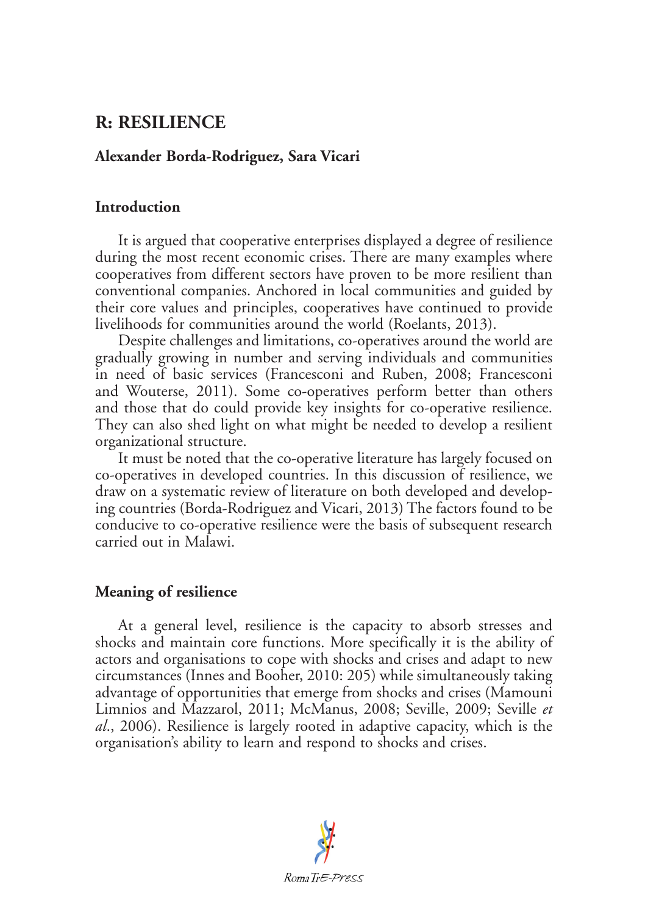# R: RESILIENCE

**Alexander Borda-Rodriguez, Sara Vicari**

## Introduction

It is argued that cooperative enterprises displayed a degree of resilience during the most recent economic crises. There are many examples where cooperatives from different sectors have proven to be more resilient than conventional companies. Anchored in local communities and guided by their core values and principles, cooperatives have continued to provide livelihoods for communities around the world (Roelants, 2013).

Despite challenges and limitations, co-operatives around the world are gradually growing in number and serving individuals and communities in need of basic services (Francesconi and Ruben, 2008; Francesconi and Wouterse, 2011). Some co-operatives perform better than others and those that do could provide key insights for co-operative resilience. They can also shed light on what might be needed to develop a resilient organizational structure.

It must be noted that the co-operative literature has largely focused on co-operatives in developed countries. In this discussion of resilience, we draw on a systematic review of literature on both developed and developing countries (Borda-Rodriguez and Vicari, 2013) The factors found to be conducive to co-operative resilience were the basis of subsequent research carried out in Malawi.

## Meaning of resilience

At a general level, resilience is the capacity to absorb stresses and shocks and maintain core functions. More specifically it is the ability of actors and organisations to cope with shocks and crises and adapt to new circumstances (Innes and Booher, 2010: 205) while simultaneously taking advantage of opportunities that emerge from shocks and crises (Mamouni Limnios and Mazzarol, 2011; McManus, 2008; Seville, 2009; Seville *et al*., 2006). Resilience is largely rooted in adaptive capacity, which is the organisation's ability to learn and respond to shocks and crises.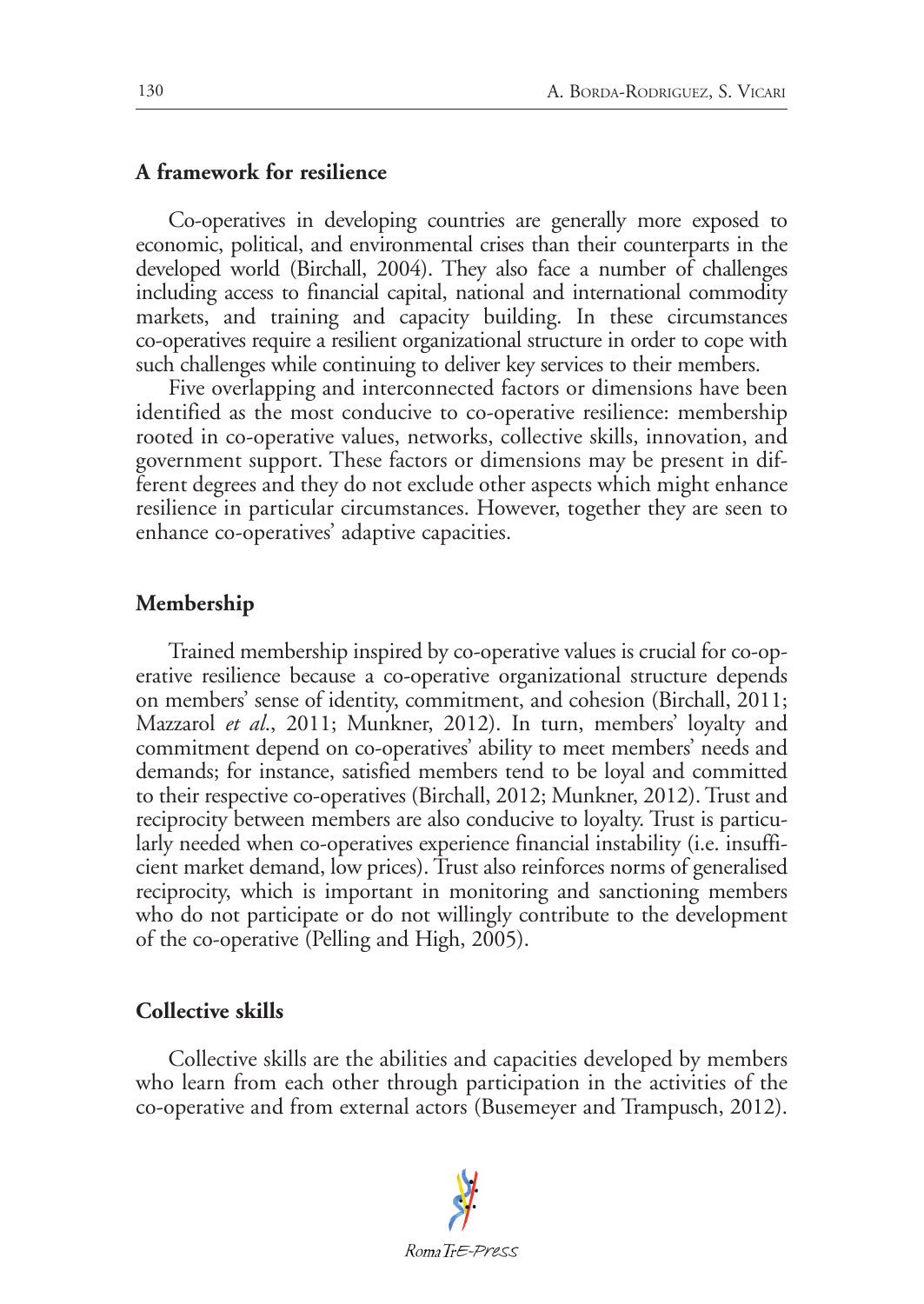## A framework for resilience

Co-operatives in developing countries are generally more exposed to economic, political, and environmental crises than their counterparts in the developed world (Birchall, 2004). They also face a number of challenges including access to financial capital, national and international commodity markets, and training and capacity building. In these circumstances co-operatives require a resilient organizational structure in order to cope with such challenges while continuing to deliver key services to their members.

Five overlapping and interconnected factors or dimensions have been identified as the most conducive to co-operative resilience: membership rooted in co-operative values, networks, collective skills, innovation, and government support. These factors or dimensions may be present in different degrees and they do not exclude other aspects which might enhance resilience in particular circumstances. However, together they are seen to enhance co-operatives' adaptive capacities.

## Membership

Trained membership inspired by co-operative values is crucial for co-operative resilience because a co-operative organizational structure depends on members' sense of identity, commitment, and cohesion (Birchall, 2011; Mazzarol *et al*., 2011; Munkner, 2012). In turn, members' loyalty and commitment depend on co-operatives' ability to meet members' needs and demands; for instance, satisfied members tend to be loyal and committed to their respective co-operatives (Birchall, 2012; Munkner, 2012). Trust and reciprocity between members are also conducive to loyalty. Trust is particularly needed when co-operatives experience financial instability (i.e. insufficient market demand, low prices). Trust also reinforces norms of generalised reciprocity, which is important in monitoring and sanctioning members who do not participate or do not willingly contribute to the development of the co-operative (Pelling and High, 2005).

## Collective skills

Collective skills are the abilities and capacities developed by members who learn from each other through participation in the activities of the co-operative and from external actors (Busemeyer and Trampusch, 2012).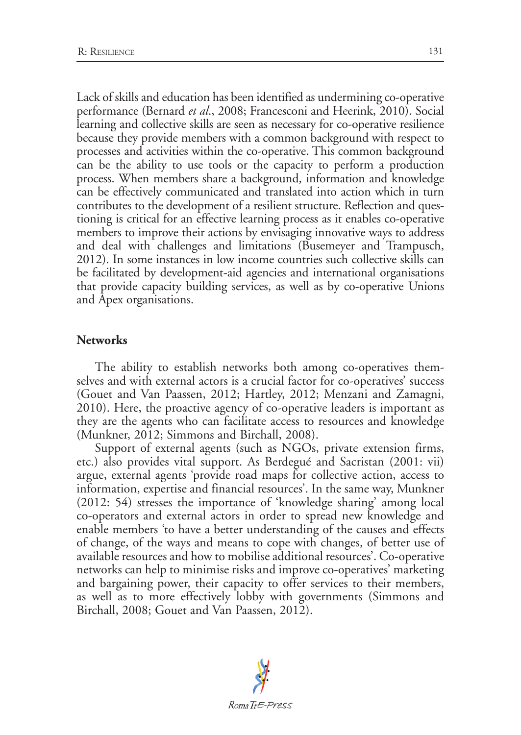Lack of skills and education has been identified as undermining co-operative performance (Bernard *et al.*, 2008; Francesconi and Heerink, 2010). Social learning and collective skills are seen as necessary for co-operative resilience because they provide members with a common background with respect to processes and activities within the co-operative. This common background can be the ability to use tools or the capacity to perform a production process. When members share a background, information and knowledge can be effectively communicated and translated into action which in turn contributes to the development of a resilient structure. Reflection and questioning is critical for an effective learning process as it enables co-operative members to improve their actions by envisaging innovative ways to address and deal with challenges and limitations (Busemeyer and Trampusch, 2012). In some instances in low income countries such collective skills can be facilitated by development-aid agencies and international organisations that provide capacity building services, as well as by co-operative Unions and Apex organisations.

**Networks**

The ability to establish networks both among co-operatives themselves and with external actors is a crucial factor for co-operatives' success (Gouet and Van Paassen, 2012; Hartley, 2012; Menzani and Zamagni, 2010). Here, the proactive agency of co-operative leaders is important as they are the agents who can facilitate access to resources and knowledge (Munkner, 2012; Simmons and Birchall, 2008).

Support of external agents (such as NGOs, private extension firms, etc.) also provides vital support. As Berdegué and Sacristan (2001: vii) argue, external agents 'provide road maps for collective action, access to information, expertise and financial resources'. In the same way, Munkner (2012: 54) stresses the importance of 'knowledge sharing' among local co-operators and external actors in order to spread new knowledge and enable members 'to have a better understanding of the causes and effects of change, of the ways and means to cope with changes, of better use of available resources and how to mobilise additional resources'. Co-operative networks can help to minimise risks and improve co-operatives' marketing and bargaining power, their capacity to offer services to their members, as well as to more effectively lobby with governments (Simmons and Birchall, 2008; Gouet and Van Paassen, 2012).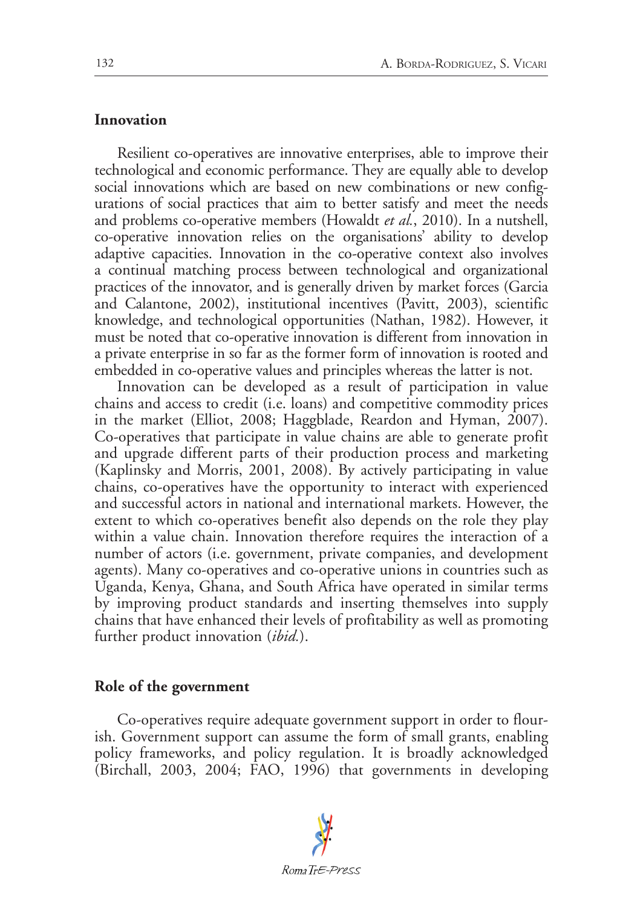## Innovation

Resilient co-operatives are innovative enterprises, able to improve their technological and economic performance. They are equally able to develop social innovations which are based on new combinations or new configurations of social practices that aim to better satisfy and meet the needs and problems co-operative members (Howaldt *et al.*, 2010). In a nutshell, co-operative innovation relies on the organisations' ability to develop adaptive capacities. Innovation in the co-operative context also involves a continual matching process between technological and organizational practices of the innovator, and is generally driven by market forces (Garcia and Calantone, 2002), institutional incentives (Pavitt, 2003), scientific knowledge, and technological opportunities (Nathan, 1982). However, it must be noted that co-operative innovation is different from innovation in a private enterprise in so far as the former form of innovation is rooted and embedded in co-operative values and principles whereas the latter is not.

Innovation can be developed as a result of participation in value chains and access to credit (i.e. loans) and competitive commodity prices in the market (Elliot, 2008; Haggblade, Reardon and Hyman, 2007). Co-operatives that participate in value chains are able to generate profit and upgrade different parts of their production process and marketing (Kaplinsky and Morris, 2001, 2008). By actively participating in value chains, co-operatives have the opportunity to interact with experienced and successful actors in national and international markets. However, the extent to which co-operatives benefit also depends on the role they play within a value chain. Innovation therefore requires the interaction of a number of actors (i.e. government, private companies, and development agents). Many co-operatives and co-operative unions in countries such as Uganda, Kenya, Ghana, and South Africa have operated in similar terms by improving product standards and inserting themselves into supply chains that have enhanced their levels of profitability as well as promoting further product innovation (*ibid.*).

## Role of the government

Co-operatives require adequate government support in order to flourish. Government support can assume the form of small grants, enabling policy frameworks, and policy regulation. It is broadly acknowledged (Birchall, 2003, 2004; FAO, 1996) that governments in developing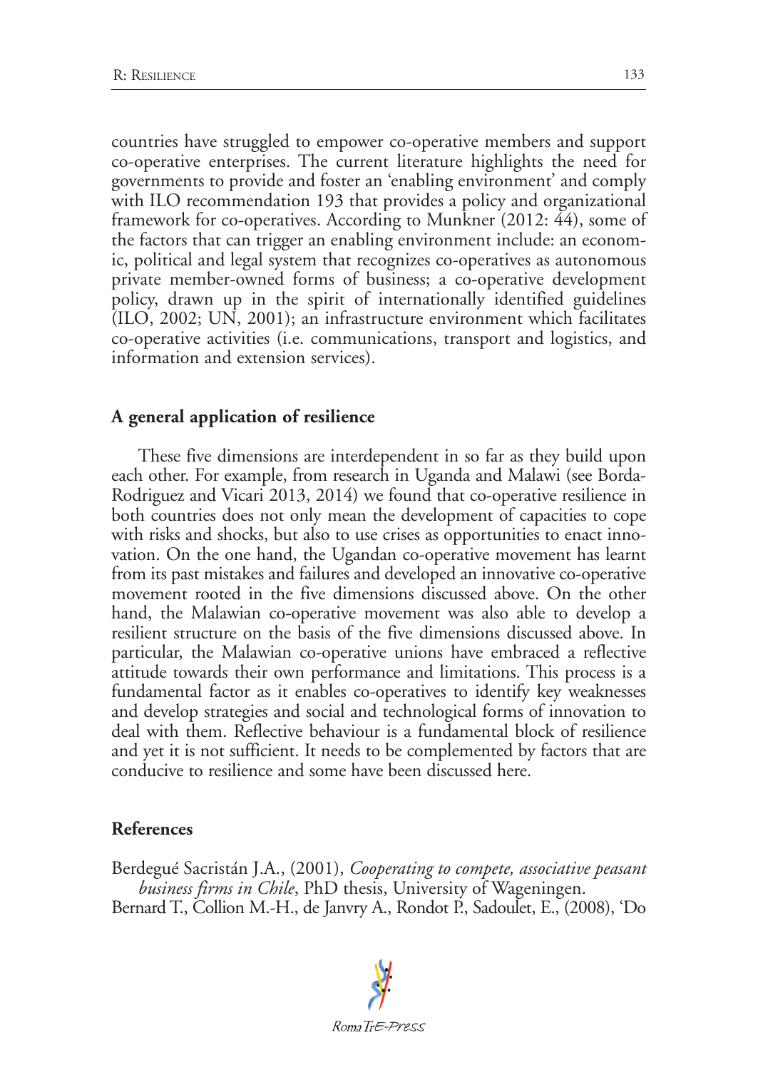countries have struggled to empower co-operative members and support co-operative enterprises. The current literature highlights the need for governments to provide and foster an 'enabling environment' and comply with ILO recommendation 193 that provides a policy and organizational framework for co-operatives. According to Munkner (2012: 44), some of the factors that can trigger an enabling environment include: an economic, political and legal system that recognizes co-operatives as autonomous private member-owned forms of business; a co-operative development policy, drawn up in the spirit of internationally identified guidelines (ILO, 2002; UN, 2001); an infrastructure environment which facilitates co-operative activities (i.e. communications, transport and logistics, and information and extension services).

## A general application of resilience

These five dimensions are interdependent in so far as they build upon each other. For example, from research in Uganda and Malawi (see Borda-Rodriguez and Vicari 2013, 2014) we found that co-operative resilience in both countries does not only mean the development of capacities to cope with risks and shocks, but also to use crises as opportunities to enact innovation. On the one hand, the Ugandan co-operative movement has learnt from its past mistakes and failures and developed an innovative co-operative movement rooted in the five dimensions discussed above. On the other hand, the Malawian co-operative movement was also able to develop a resilient structure on the basis of the five dimensions discussed above. In particular, the Malawian co-operative unions have embraced a reflective attitude towards their own performance and limitations. This process is a fundamental factor as it enables co-operatives to identify key weaknesses and develop strategies and social and technological forms of innovation to deal with them. Reflective behaviour is a fundamental block of resilience and yet it is not sufficient. It needs to be complemented by factors that are conducive to resilience and some have been discussed here.

## References

Berdegué Sacristán J.A., (2001), *Cooperating to compete, associative peasant business firms in Chile*, PhD thesis, University of Wageningen.

Bernard T., Collion M.-H., de Janvry A., Rondot P., Sadoulet, E., (2008), 'Do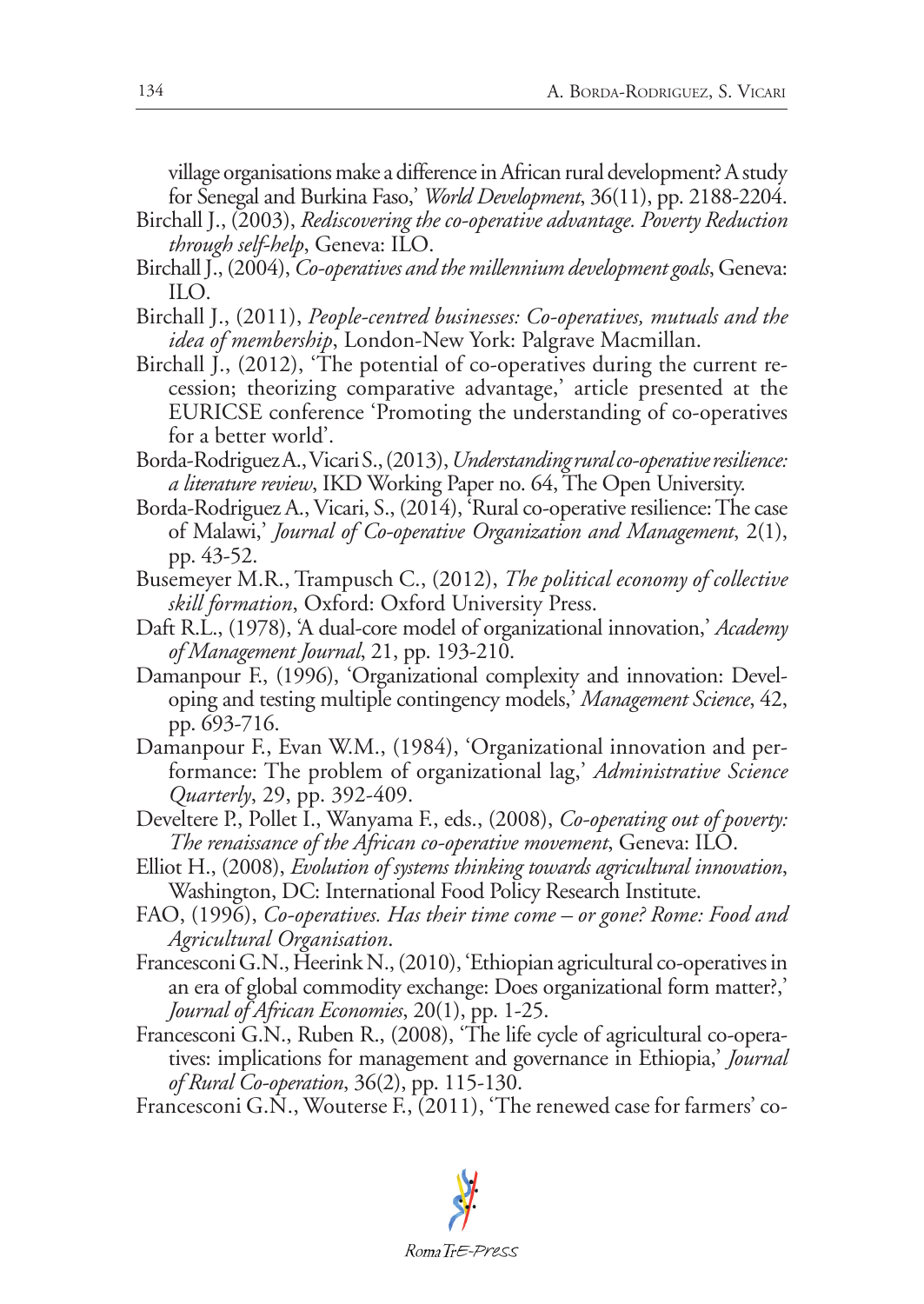village organisations make a difference in African rural development? A study for Senegal and Burkina Faso,' *World Development*, 36(11), pp. 2188-2204.

Birchall J., (2003), *Rediscovering the co-operative advantage. Poverty Reduction through self-help*, Geneva: ILO.

Birchall J., (2004), *Co-operatives and the millennium development goals*, Geneva: ILO.

Birchall J., (2011), *People-centred businesses: Co-operatives, mutuals and the idea of membership*, London-New York: Palgrave Macmillan.

Birchall J., (2012), 'The potential of co-operatives during the current recession; theorizing comparative advantage,' article presented at the EURICSE conference 'Promoting the understanding of co-operatives for a better world'.

Borda-Rodriguez A., Vicari S., (2013), *Understanding rural co-operative resilience: a literature review*, IKD Working Paper no. 64, The Open University.

Borda-Rodriguez A., Vicari, S., (2014), 'Rural co-operative resilience: The case of Malawi,' *Journal of Co-operative Organization and Management*, 2(1), pp. 43-52.

Busemeyer M.R., Trampusch C., (2012), *The political economy of collective skill formation*, Oxford: Oxford University Press.

Daft R.L., (1978), 'A dual-core model of organizational innovation,' *Academy of Management Journal*, 21, pp. 193-210.

Damanpour F., (1996), 'Organizational complexity and innovation: Developing and testing multiple contingency models,' *Management Science*, 42, pp. 693-716.

Damanpour F., Evan W.M., (1984), 'Organizational innovation and performance: The problem of organizational lag,' *Administrative Science Quarterly*, 29, pp. 392-409.

Develtere P., Pollet I., Wanyama F., eds., (2008), *Co-operating out of poverty: The renaissance of the African co-operative movement*, Geneva: ILO.

Elliot H., (2008), *Evolution of systems thinking towards agricultural innovation*, Washington, DC: International Food Policy Research Institute.

FAO, (1996), *Co-operatives. Has their time come – or gone? Rome: Food and Agricultural Organisation*.

Francesconi G.N., Heerink N., (2010), 'Ethiopian agricultural co-operatives in an era of global commodity exchange: Does organizational form matter?,' *Journal of African Economies*, 20(1), pp. 1-25.

Francesconi G.N., Ruben R., (2008), 'The life cycle of agricultural co-operatives: implications for management and governance in Ethiopia,' *Journal of Rural Co-operation*, 36(2), pp. 115-130.

Francesconi G.N., Wouterse F., (2011), 'The renewed case for farmers' co-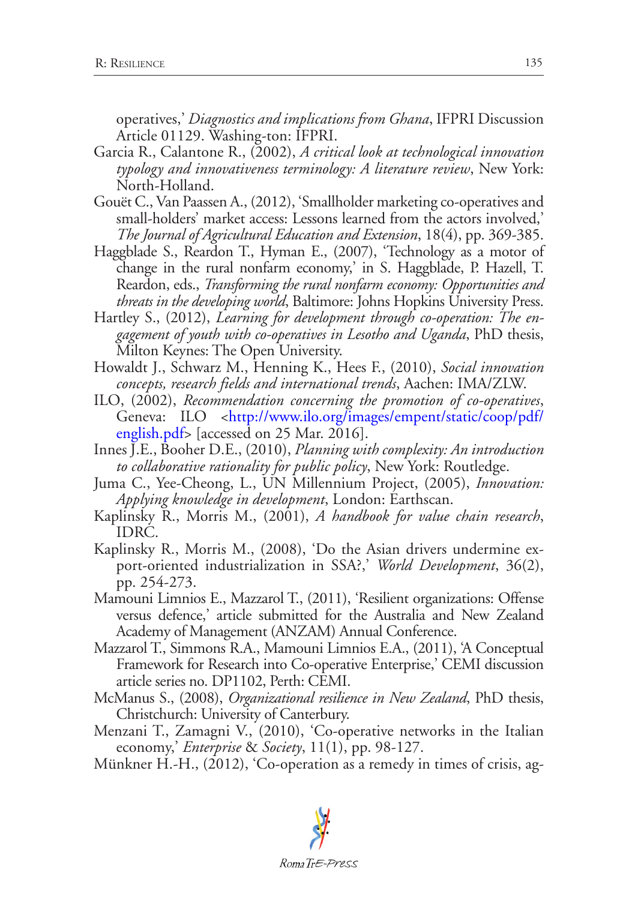operatives,' *Diagnostics and implications from Ghana*, IFPRI Discussion Article 01129. Washing-ton: IFPRI.

Garcia R., Calantone R., (2002), *A critical look at technological innovation typology and innovativeness terminology: A literature review*, New York: North-Holland.

Gouët C., Van Paassen A., (2012), 'Smallholder marketing co-operatives and small-holders' market access: Lessons learned from the actors involved,' *The Journal of Agricultural Education and Extension*, 18(4), pp. 369-385.

Haggblade S., Reardon T., Hyman E., (2007), 'Technology as a motor of change in the rural nonfarm economy,' in S. Haggblade, P. Hazell, T. Reardon, eds., *Transforming the rural nonfarm economy: Opportunities and threats in the developing world*, Baltimore: Johns Hopkins University Press.

Hartley S., (2012), *Learning for development through co-operation: The engagement of youth with co-operatives in Lesotho and Uganda*, PhD thesis, Milton Keynes: The Open University.

Howaldt J., Schwarz M., Henning K., Hees F., (2010), *Social innovation concepts, research fields and international trends*, Aachen: IMA/ZLW.

ILO, (2002), *Recommendation concerning the promotion of co-operatives*, Geneva: ILO <http://www.ilo.org/images/empent/static/coop/pdf/english.pdf> [accessed on 25 Mar. 2016].

Innes J.E., Booher D.E., (2010), *Planning with complexity: An introduction to collaborative rationality for public policy*, New York: Routledge.

Juma C., Yee-Cheong, L., UN Millennium Project, (2005), *Innovation: Applying knowledge in development*, London: Earthscan.

Kaplinsky R., Morris M., (2001), *A handbook for value chain research*, IDRC.

Kaplinsky R., Morris M., (2008), 'Do the Asian drivers undermine export-oriented industrialization in SSA?,' *World Development*, 36(2), pp. 254-273.

Mamouni Limnios E., Mazzarol T., (2011), 'Resilient organizations: Offense versus defence,' article submitted for the Australia and New Zealand Academy of Management (ANZAM) Annual Conference.

Mazzarol T., Simmons R.A., Mamouni Limnios E.A., (2011), 'A Conceptual Framework for Research into Co-operative Enterprise,' CEMI discussion article series no. DP1102, Perth: CEMI.

McManus S., (2008), *Organizational resilience in New Zealand*, PhD thesis, Christchurch: University of Canterbury.

Menzani T., Zamagni V., (2010), 'Co-operative networks in the Italian economy,' *Enterprise* & *Society*, 11(1), pp. 98-127.

Münkner H.-H., (2012), 'Co-operation as a remedy in times of crisis, ag-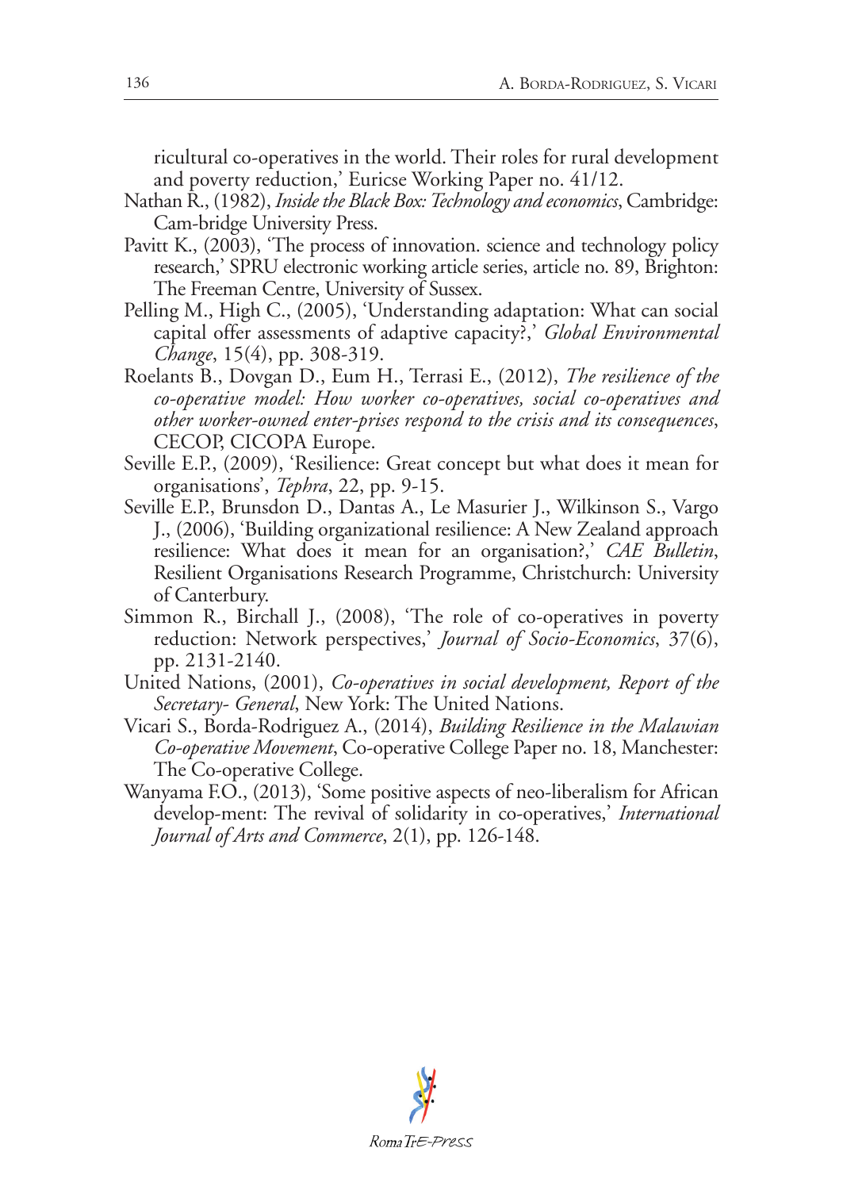ricultural co-operatives in the world. Their roles for rural development and poverty reduction,' Euricse Working Paper no. 41/12.

Nathan R., (1982), *Inside the Black Box: Technology and economics*, Cambridge: Cam-bridge University Press.

Pavitt K., (2003), 'The process of innovation. science and technology policy research,' SPRU electronic working article series, article no. 89, Brighton: The Freeman Centre, University of Sussex.

Pelling M., High C., (2005), 'Understanding adaptation: What can social capital offer assessments of adaptive capacity?,' *Global Environmental Change*, 15(4), pp. 308-319.

Roelants B., Dovgan D., Eum H., Terrasi E., (2012), *The resilience of the co-operative model: How worker co-operatives, social co-operatives and other worker-owned enter-prises respond to the crisis and its consequences*, CECOP, CICOPA Europe.

Seville E.P., (2009), 'Resilience: Great concept but what does it mean for organisations', *Tephra*, 22, pp. 9-15.

Seville E.P., Brunsdon D., Dantas A., Le Masurier J., Wilkinson S., Vargo J., (2006), 'Building organizational resilience: A New Zealand approach resilience: What does it mean for an organisation?,' *CAE Bulletin*, Resilient Organisations Research Programme, Christchurch: University of Canterbury.

Simmon R., Birchall J., (2008), 'The role of co-operatives in poverty reduction: Network perspectives,' *Journal of Socio-Economics*, 37(6), pp. 2131-2140.

United Nations, (2001), *Co-operatives in social development, Report of the Secretary- General*, New York: The United Nations.

Vicari S., Borda-Rodriguez A., (2014), *Building Resilience in the Malawian Co-operative Movement*, Co-operative College Paper no. 18, Manchester: The Co-operative College.

Wanyama F.O., (2013), 'Some positive aspects of neo-liberalism for African develop-ment: The revival of solidarity in co-operatives,' *International Journal of Arts and Commerce*, 2(1), pp. 126-148.